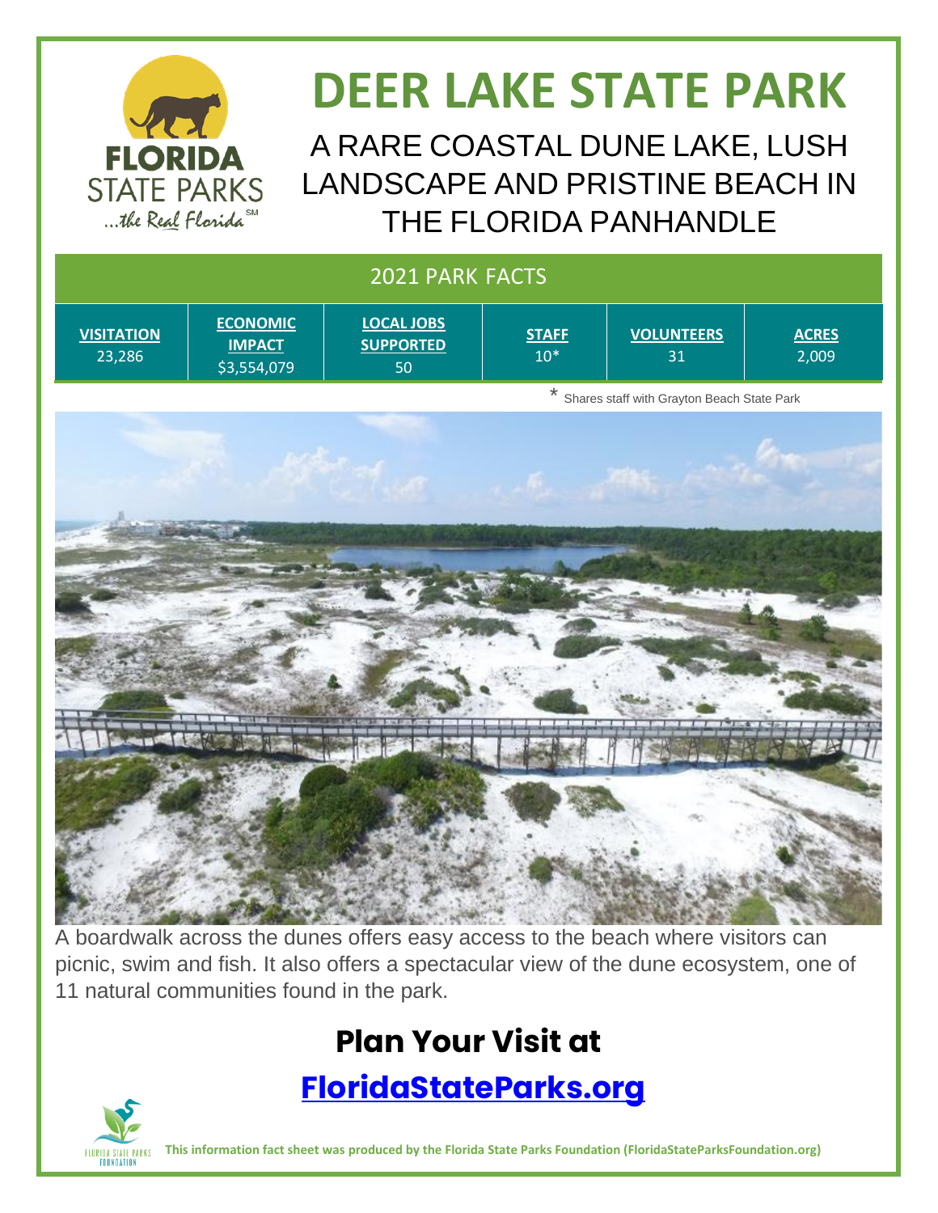# DEER LAKE STATE PARK

## A RARE COASTAL DUNE LAKE, LUSH LANDSCAPE AND PRISTINE BEACH IN THE FLORIDA PANHANDLE

| 2021 PARK FACTS | | | | | |
|---|---|---|---|---|---|
| **VISITATION** | **ECONOMIC IMPACT** | **LOCAL JOBS SUPPORTED** | **STAFF** | **VOLUNTEERS** | **ACRES** |
| 23,286 | $3,554,079 | 50 | 10* | 31 | 2,009 |

\* Shares staff with Grayton Beach State Park

A boardwalk across the dunes offers easy access to the beach where visitors can picnic, swim and fish. It also offers a spectacular view of the dune ecosystem, one of 11 natural communities found in the park.

## Plan Your Visit at

## [FloridaStateParks.org](https://FloridaStateParks.org)

**This information fact sheet was produced by the Florida State Parks Foundation (FloridaStateParksFoundation.org)**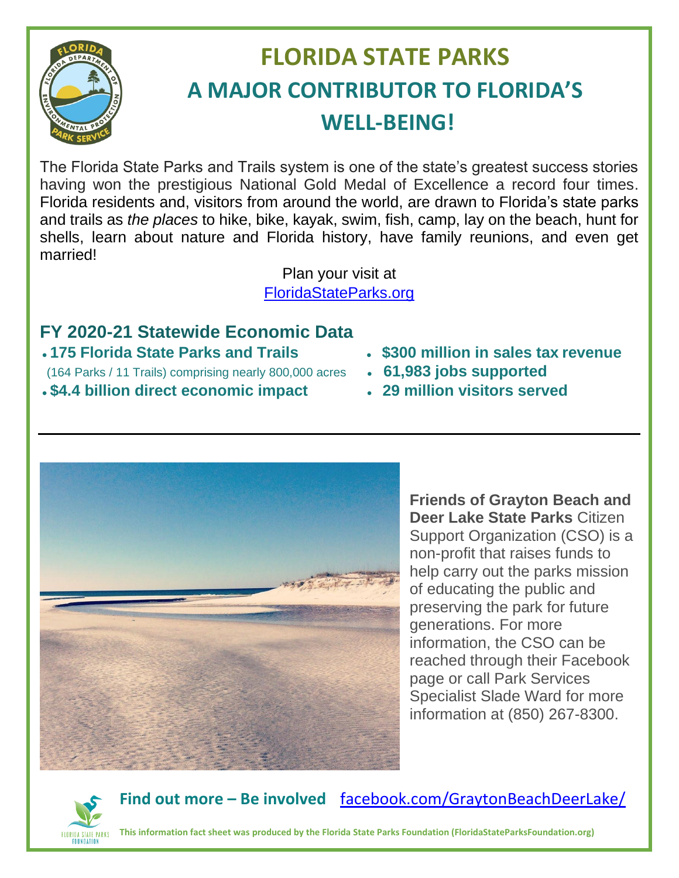# FLORIDA STATE PARKS
## A MAJOR CONTRIBUTOR TO FLORIDA'S WELL-BEING!

The Florida State Parks and Trails system is one of the state's greatest success stories having won the prestigious National Gold Medal of Excellence a record four times. Florida residents and, visitors from around the world, are drawn to Florida's state parks and trails as *the places* to hike, bike, kayak, swim, fish, camp, lay on the beach, hunt for shells, learn about nature and Florida history, have family reunions, and even get married!

Plan your visit at
FloridaStateParks.org

### FY 2020-21 Statewide Economic Data

- **175 Florida State Parks and Trails**
  (164 Parks / 11 Trails) comprising nearly 800,000 acres
- **$4.4 billion direct economic impact**
- **$300 million in sales tax revenue**
- **61,983 jobs supported**
- **29 million visitors served**

---

**Friends of Grayton Beach and Deer Lake State Parks** Citizen Support Organization (CSO) is a non-profit that raises funds to help carry out the parks mission of educating the public and preserving the park for future generations. For more information, the CSO can be reached through their Facebook page or call Park Services Specialist Slade Ward for more information at (850) 267-8300.

**Find out more – Be involved** facebook.com/GraytonBeachDeerLake/

**This information fact sheet was produced by the Florida State Parks Foundation (FloridaStateParksFoundation.org)**